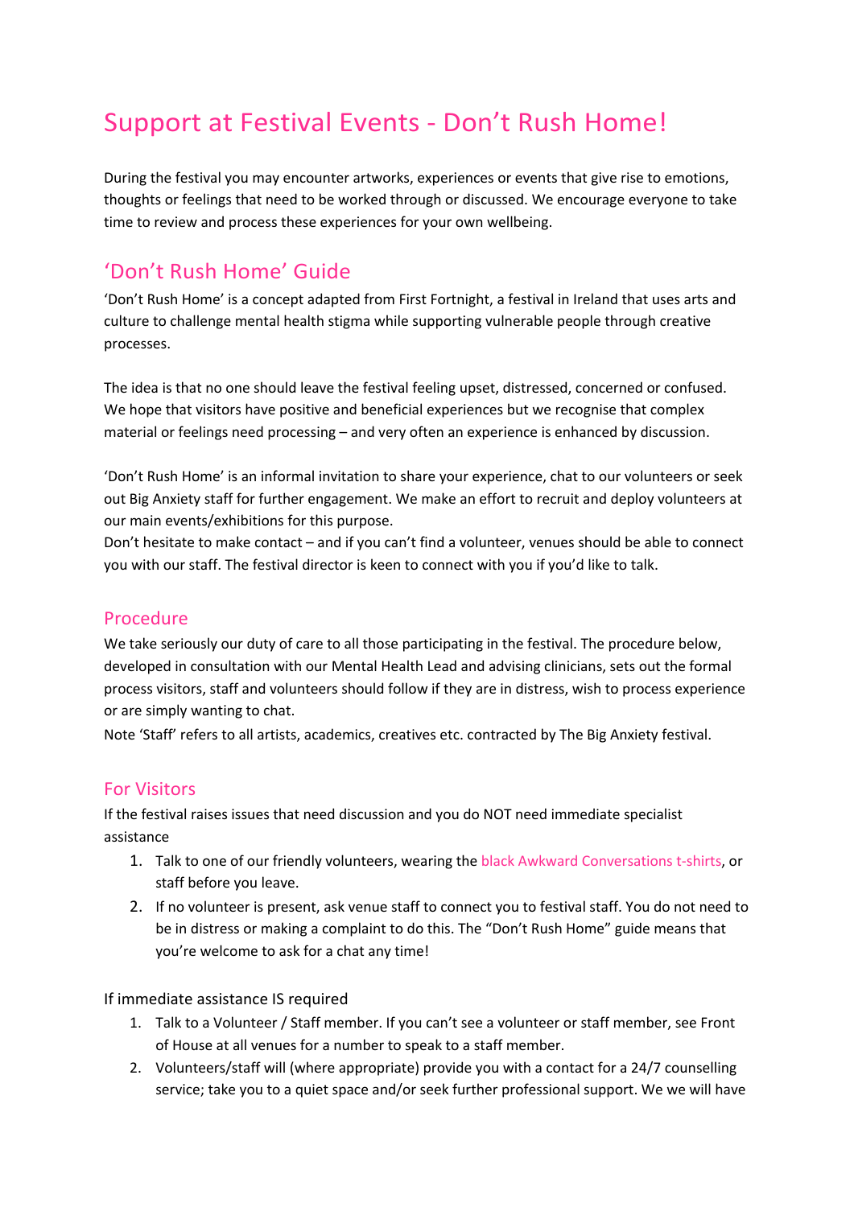# Support at Festival Events - Don't Rush Home!

During the festival you may encounter artworks, experiences or events that give rise to emotions, thoughts or feelings that need to be worked through or discussed. We encourage everyone to take time to review and process these experiences for your own wellbeing.

## 'Don't Rush Home' Guide

'Don't Rush Home' is a concept adapted from First Fortnight, a festival in Ireland that uses arts and culture to challenge mental health stigma while supporting vulnerable people through creative processes.

The idea is that no one should leave the festival feeling upset, distressed, concerned or confused. We hope that visitors have positive and beneficial experiences but we recognise that complex material or feelings need processing – and very often an experience is enhanced by discussion.

'Don't Rush Home' is an informal invitation to share your experience, chat to our volunteers or seek out Big Anxiety staff for further engagement. We make an effort to recruit and deploy volunteers at our main events/exhibitions for this purpose.

Don't hesitate to make contact – and if you can't find a volunteer, venues should be able to connect you with our staff. The festival director is keen to connect with you if you'd like to talk.

### Procedure

We take seriously our duty of care to all those participating in the festival. The procedure below, developed in consultation with our Mental Health Lead and advising clinicians, sets out the formal process visitors, staff and volunteers should follow if they are in distress, wish to process experience or are simply wanting to chat.

Note 'Staff' refers to all artists, academics, creatives etc. contracted by The Big Anxiety festival.

### For Visitors

If the festival raises issues that need discussion and you do NOT need immediate specialist assistance

1. Talk to one of our friendly volunteers, wearing the black Awkward Conversations t-shirts, or staff before you leave.
2. If no volunteer is present, ask venue staff to connect you to festival staff. You do not need to be in distress or making a complaint to do this. The "Don't Rush Home" guide means that you're welcome to ask for a chat any time!

If immediate assistance IS required

1. Talk to a Volunteer / Staff member. If you can't see a volunteer or staff member, see Front of House at all venues for a number to speak to a staff member.
2. Volunteers/staff will (where appropriate) provide you with a contact for a 24/7 counselling service; take you to a quiet space and/or seek further professional support. We we will have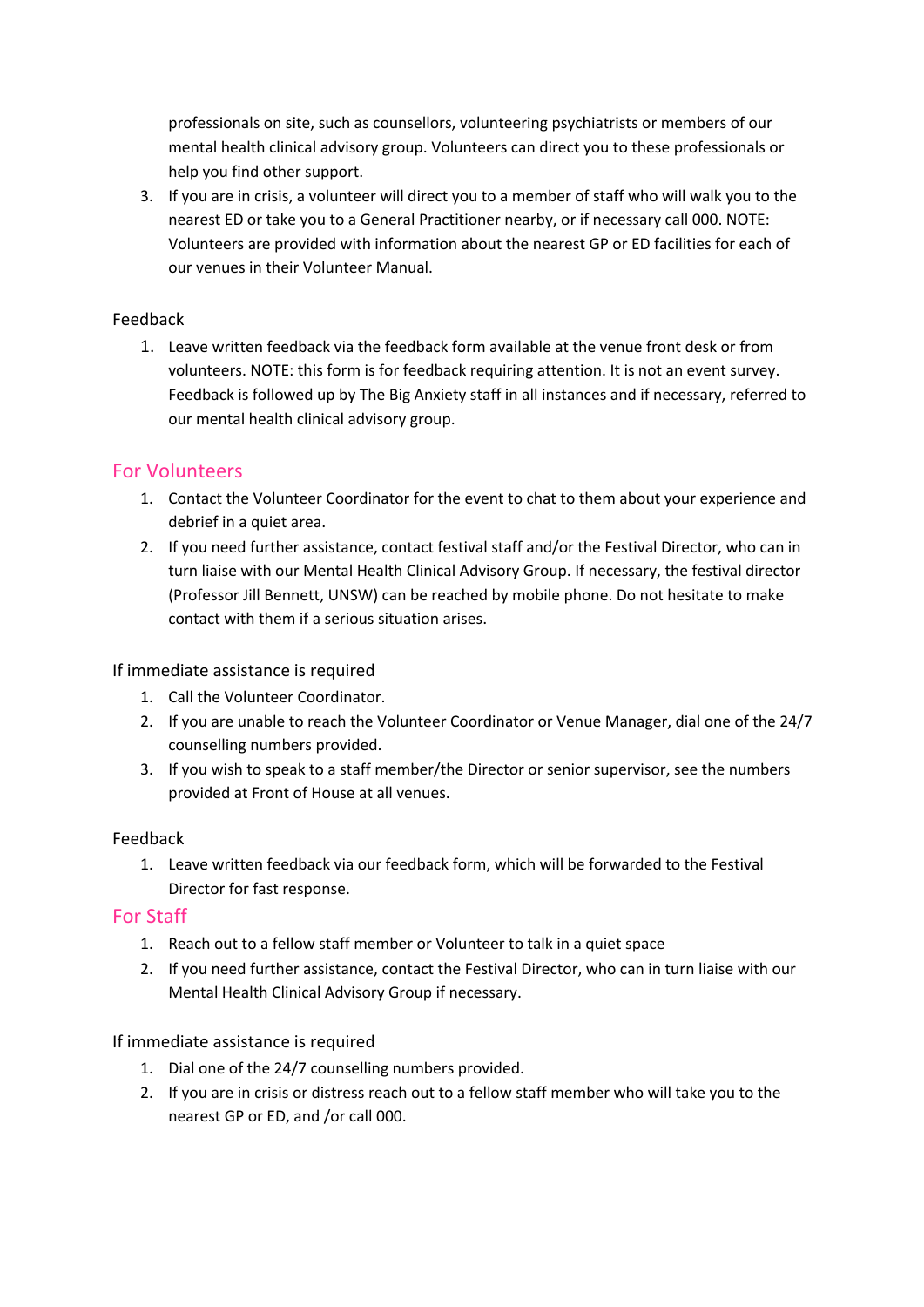professionals on site, such as counsellors, volunteering psychiatrists or members of our mental health clinical advisory group. Volunteers can direct you to these professionals or help you find other support.

3. If you are in crisis, a volunteer will direct you to a member of staff who will walk you to the nearest ED or take you to a General Practitioner nearby, or if necessary call 000. NOTE: Volunteers are provided with information about the nearest GP or ED facilities for each of our venues in their Volunteer Manual.

### Feedback

1. Leave written feedback via the feedback form available at the venue front desk or from volunteers. NOTE: this form is for feedback requiring attention. It is not an event survey. Feedback is followed up by The Big Anxiety staff in all instances and if necessary, referred to our mental health clinical advisory group.

## For Volunteers

1. Contact the Volunteer Coordinator for the event to chat to them about your experience and debrief in a quiet area.
2. If you need further assistance, contact festival staff and/or the Festival Director, who can in turn liaise with our Mental Health Clinical Advisory Group. If necessary, the festival director (Professor Jill Bennett, UNSW) can be reached by mobile phone. Do not hesitate to make contact with them if a serious situation arises.

### If immediate assistance is required

1. Call the Volunteer Coordinator.
2. If you are unable to reach the Volunteer Coordinator or Venue Manager, dial one of the 24/7 counselling numbers provided.
3. If you wish to speak to a staff member/the Director or senior supervisor, see the numbers provided at Front of House at all venues.

### Feedback

1. Leave written feedback via our feedback form, which will be forwarded to the Festival Director for fast response.

## For Staff

1. Reach out to a fellow staff member or Volunteer to talk in a quiet space
2. If you need further assistance, contact the Festival Director, who can in turn liaise with our Mental Health Clinical Advisory Group if necessary.

### If immediate assistance is required

1. Dial one of the 24/7 counselling numbers provided.
2. If you are in crisis or distress reach out to a fellow staff member who will take you to the nearest GP or ED, and /or call 000.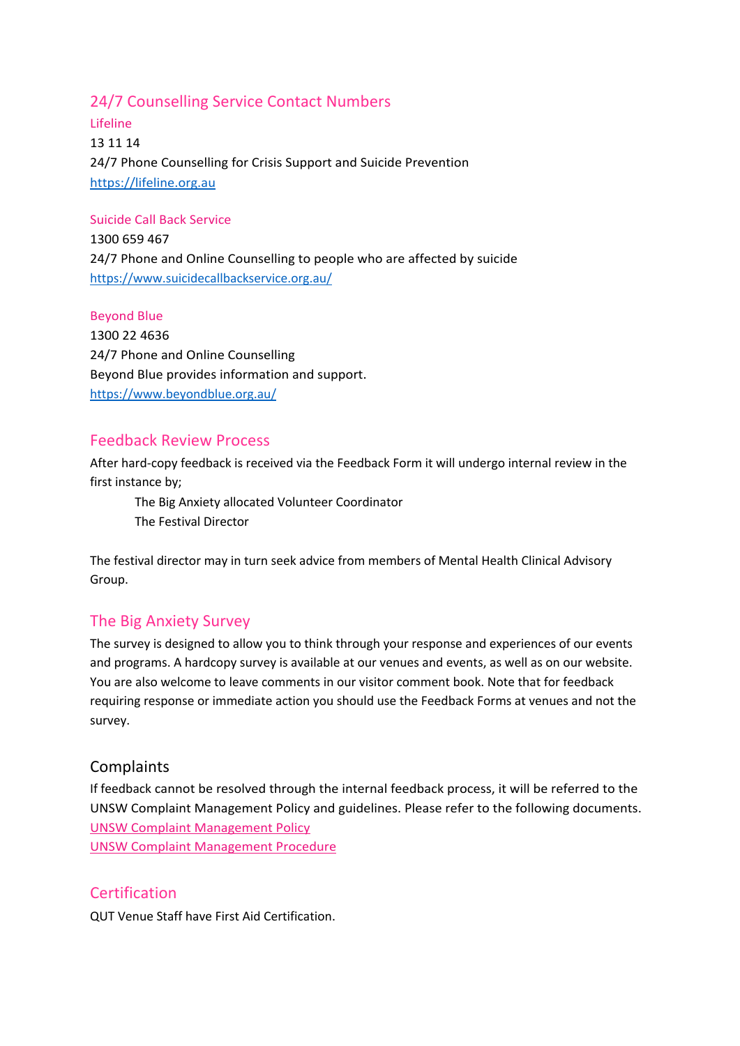## 24/7 Counselling Service Contact Numbers

### Lifeline

13 11 14

24/7 Phone Counselling for Crisis Support and Suicide Prevention

https://lifeline.org.au

### Suicide Call Back Service

1300 659 467

24/7 Phone and Online Counselling to people who are affected by suicide

https://www.suicidecallbackservice.org.au/

### Beyond Blue

1300 22 4636

24/7 Phone and Online Counselling

Beyond Blue provides information and support.

https://www.beyondblue.org.au/

## Feedback Review Process

After hard-copy feedback is received via the Feedback Form it will undergo internal review in the first instance by;

> The Big Anxiety allocated Volunteer Coordinator
> The Festival Director

The festival director may in turn seek advice from members of Mental Health Clinical Advisory Group.

## The Big Anxiety Survey

The survey is designed to allow you to think through your response and experiences of our events and programs. A hardcopy survey is available at our venues and events, as well as on our website. You are also welcome to leave comments in our visitor comment book. Note that for feedback requiring response or immediate action you should use the Feedback Forms at venues and not the survey.

## Complaints

If feedback cannot be resolved through the internal feedback process, it will be referred to the UNSW Complaint Management Policy and guidelines. Please refer to the following documents.

UNSW Complaint Management Policy

UNSW Complaint Management Procedure

## Certification

QUT Venue Staff have First Aid Certification.